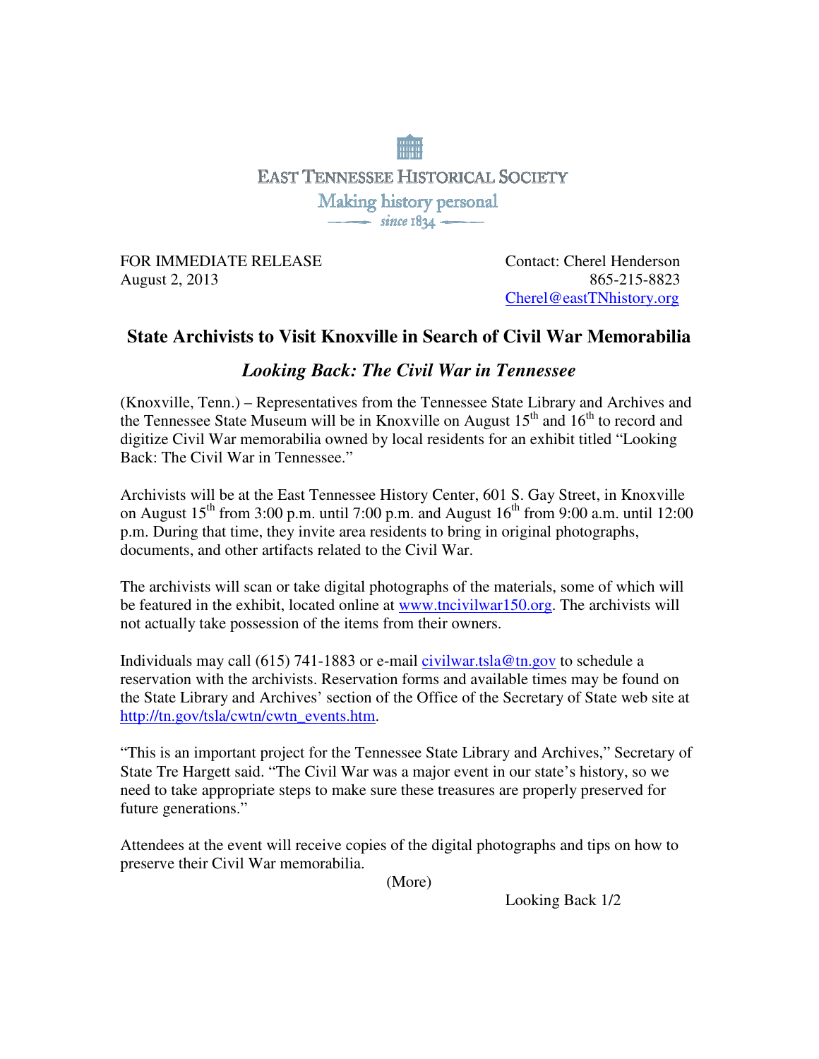EAST TENNESSEE HISTORICAL SOCIETY

Making history personal

since 1834

FOR IMMEDIATE RELEASE
August 2, 2013

Contact: Cherel Henderson
865-215-8823
Cherel@eastTNhistory.org

# State Archivists to Visit Knoxville in Search of Civil War Memorabilia

## *Looking Back: The Civil War in Tennessee*

(Knoxville, Tenn.) – Representatives from the Tennessee State Library and Archives and the Tennessee State Museum will be in Knoxville on August 15th and 16th to record and digitize Civil War memorabilia owned by local residents for an exhibit titled "Looking Back: The Civil War in Tennessee."

Archivists will be at the East Tennessee History Center, 601 S. Gay Street, in Knoxville on August 15th from 3:00 p.m. until 7:00 p.m. and August 16th from 9:00 a.m. until 12:00 p.m. During that time, they invite area residents to bring in original photographs, documents, and other artifacts related to the Civil War.

The archivists will scan or take digital photographs of the materials, some of which will be featured in the exhibit, located online at www.tncivilwar150.org. The archivists will not actually take possession of the items from their owners.

Individuals may call (615) 741-1883 or e-mail civilwar.tsla@tn.gov to schedule a reservation with the archivists. Reservation forms and available times may be found on the State Library and Archives' section of the Office of the Secretary of State web site at http://tn.gov/tsla/cwtn/cwtn_events.htm.

"This is an important project for the Tennessee State Library and Archives," Secretary of State Tre Hargett said. "The Civil War was a major event in our state's history, so we need to take appropriate steps to make sure these treasures are properly preserved for future generations."

Attendees at the event will receive copies of the digital photographs and tips on how to preserve their Civil War memorabilia.

(More)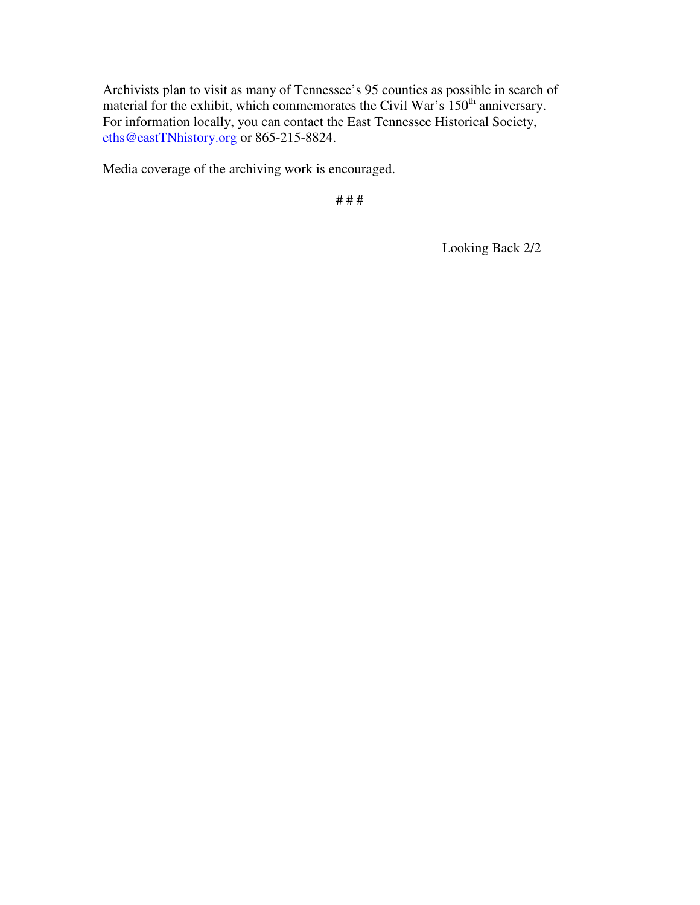Archivists plan to visit as many of Tennessee's 95 counties as possible in search of material for the exhibit, which commemorates the Civil War's $150^{th}$ anniversary. For information locally, you can contact the East Tennessee Historical Society, eths@eastTNhistory.org or 865-215-8824.

Media coverage of the archiving work is encouraged.

# # #